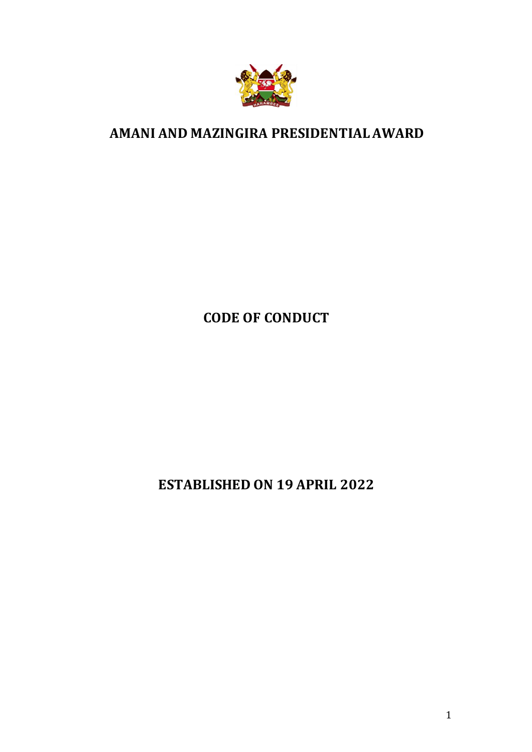# AMANI AND MAZINGIRA PRESIDENTIAL AWARD

## CODE OF CONDUCT

## ESTABLISHED ON 19 APRIL 2022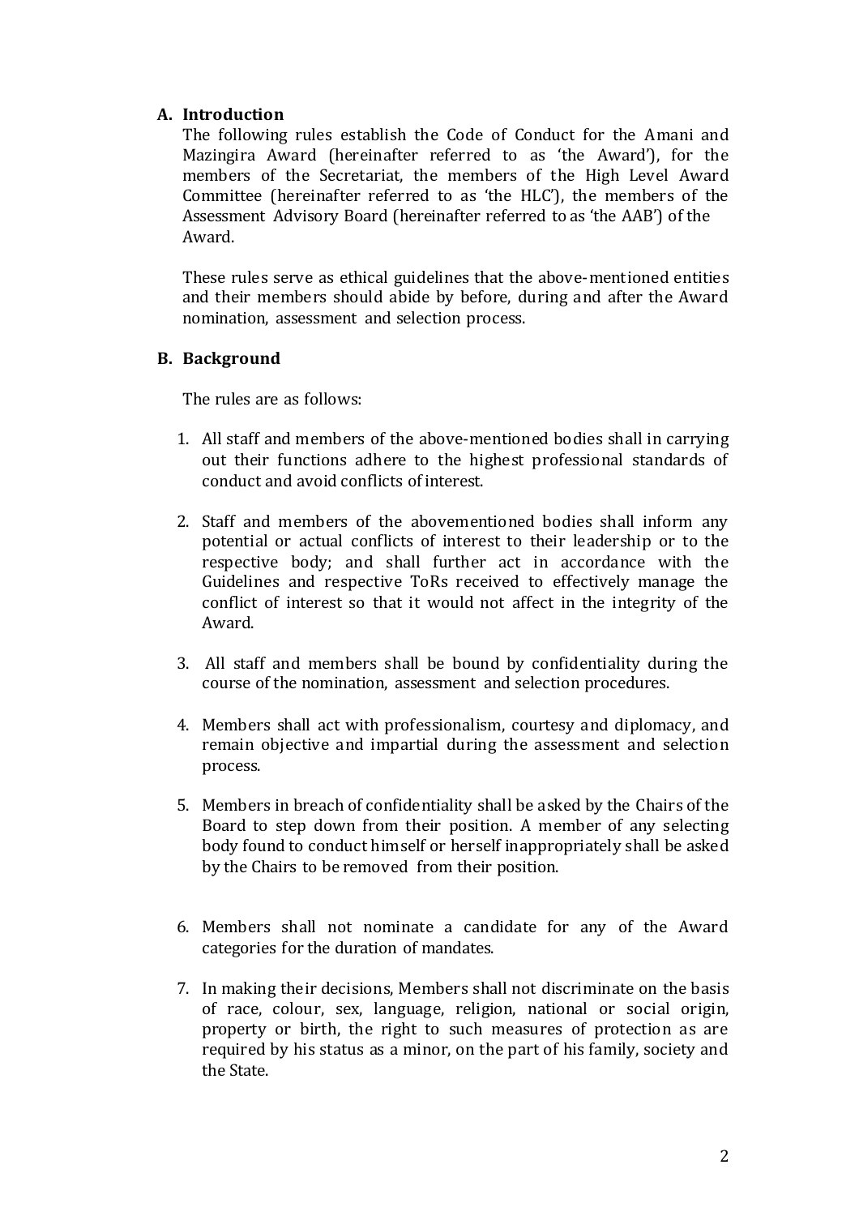## A. Introduction

The following rules establish the Code of Conduct for the Amani and Mazingira Award (hereinafter referred to as 'the Award'), for the members of the Secretariat, the members of the High Level Award Committee (hereinafter referred to as 'the HLC'), the members of the Assessment Advisory Board (hereinafter referred to as 'the AAB') of the Award.

These rules serve as ethical guidelines that the above-mentioned entities and their members should abide by before, during and after the Award nomination, assessment and selection process.

## B. Background

The rules are as follows:

1. All staff and members of the above-mentioned bodies shall in carrying out their functions adhere to the highest professional standards of conduct and avoid conflicts of interest.

2. Staff and members of the abovementioned bodies shall inform any potential or actual conflicts of interest to their leadership or to the respective body; and shall further act in accordance with the Guidelines and respective ToRs received to effectively manage the conflict of interest so that it would not affect in the integrity of the Award.

3. All staff and members shall be bound by confidentiality during the course of the nomination, assessment and selection procedures.

4. Members shall act with professionalism, courtesy and diplomacy, and remain objective and impartial during the assessment and selection process.

5. Members in breach of confidentiality shall be asked by the Chairs of the Board to step down from their position. A member of any selecting body found to conduct himself or herself inappropriately shall be asked by the Chairs to be removed from their position.

6. Members shall not nominate a candidate for any of the Award categories for the duration of mandates.

7. In making their decisions, Members shall not discriminate on the basis of race, colour, sex, language, religion, national or social origin, property or birth, the right to such measures of protection as are required by his status as a minor, on the part of his family, society and the State.